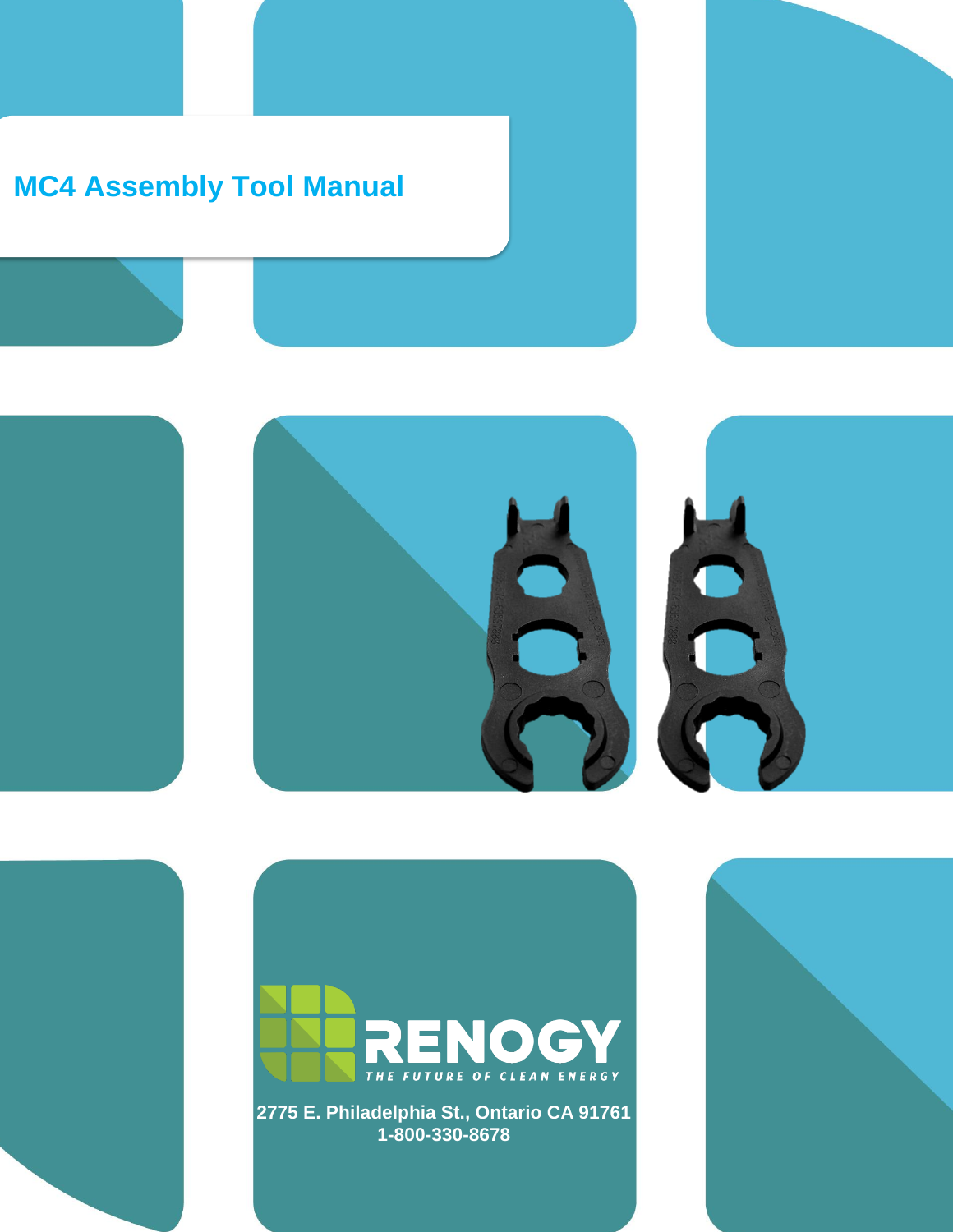# MC4 Assembly Tool Manual

RENOGY

THE FUTURE OF CLEAN ENERGY

**2775 E. Philadelphia St., Ontario CA 91761**
**1-800-330-8678**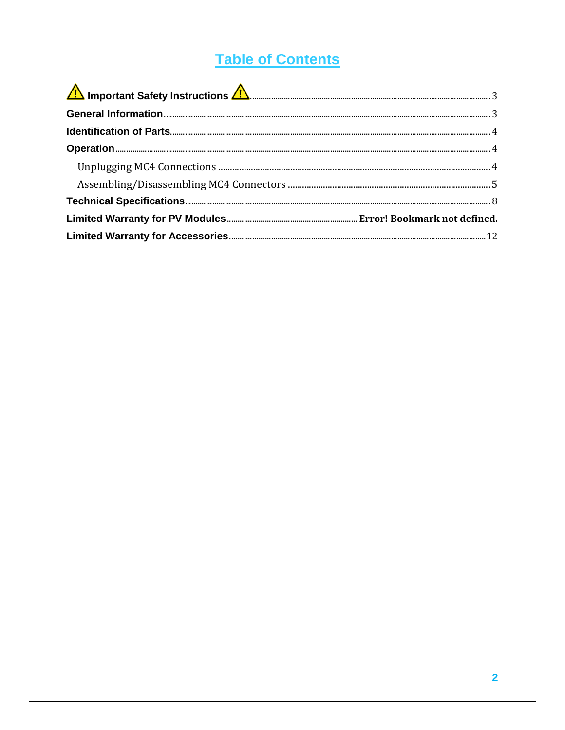# Table of Contents

⚠ **Important Safety Instructions** ⚠ ........................................................ 3

**General Information** ........................................................ 3

**Identification of Parts** ........................................................ 4

**Operation** ........................................................ 4

  Unplugging MC4 Connections ........................................................ 4

  Assembling/Disassembling MC4 Connectors ........................................................ 5

**Technical Specifications** ........................................................ 8

**Limited Warranty for PV Modules** ........................................................ **Error! Bookmark not defined.**

**Limited Warranty for Accessories** ........................................................ 12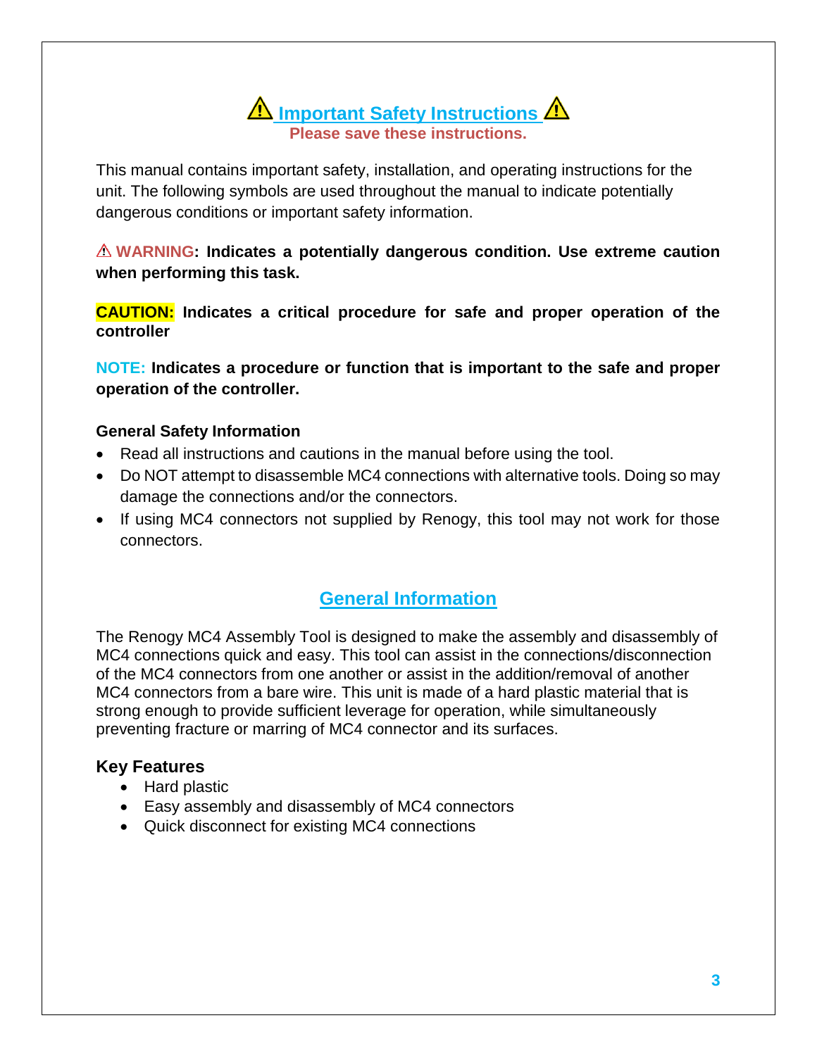# ⚠ Important Safety Instructions ⚠

**Please save these instructions.**

This manual contains important safety, installation, and operating instructions for the unit. The following symbols are used throughout the manual to indicate potentially dangerous conditions or important safety information.

**⚠ WARNING: Indicates a potentially dangerous condition. Use extreme caution when performing this task.**

**CAUTION: Indicates a critical procedure for safe and proper operation of the controller**

**NOTE: Indicates a procedure or function that is important to the safe and proper operation of the controller.**

### General Safety Information

- Read all instructions and cautions in the manual before using the tool.
- Do NOT attempt to disassemble MC4 connections with alternative tools. Doing so may damage the connections and/or the connectors.
- If using MC4 connectors not supplied by Renogy, this tool may not work for those connectors.

## General Information

The Renogy MC4 Assembly Tool is designed to make the assembly and disassembly of MC4 connections quick and easy. This tool can assist in the connections/disconnection of the MC4 connectors from one another or assist in the addition/removal of another MC4 connectors from a bare wire. This unit is made of a hard plastic material that is strong enough to provide sufficient leverage for operation, while simultaneously preventing fracture or marring of MC4 connector and its surfaces.

### Key Features

- Hard plastic
- Easy assembly and disassembly of MC4 connectors
- Quick disconnect for existing MC4 connections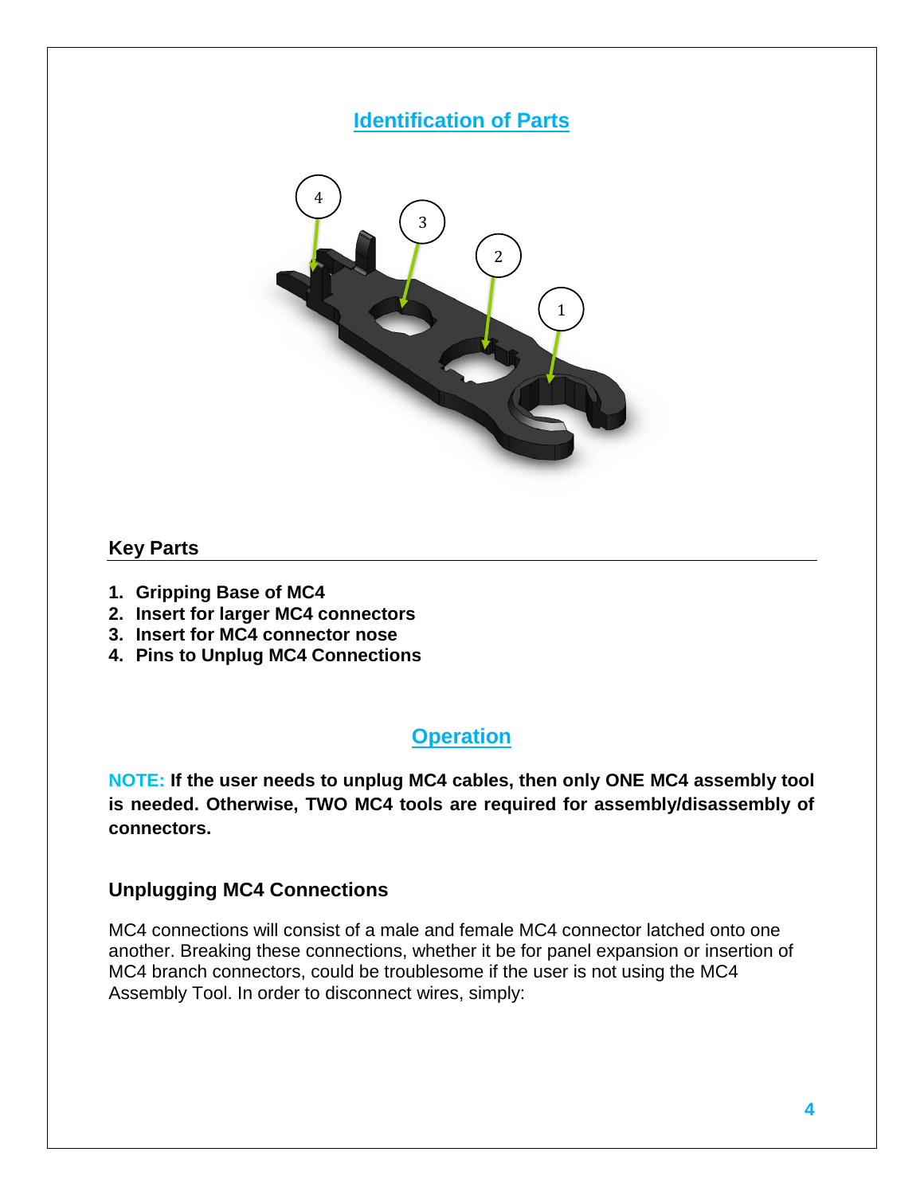## Identification of Parts

### Key Parts

1. **Gripping Base of MC4**
2. **Insert for larger MC4 connectors**
3. **Insert for MC4 connector nose**
4. **Pins to Unplug MC4 Connections**

## Operation

**NOTE: If the user needs to unplug MC4 cables, then only ONE MC4 assembly tool is needed. Otherwise, TWO MC4 tools are required for assembly/disassembly of connectors.**

### Unplugging MC4 Connections

MC4 connections will consist of a male and female MC4 connector latched onto one another. Breaking these connections, whether it be for panel expansion or insertion of MC4 branch connectors, could be troublesome if the user is not using the MC4 Assembly Tool. In order to disconnect wires, simply: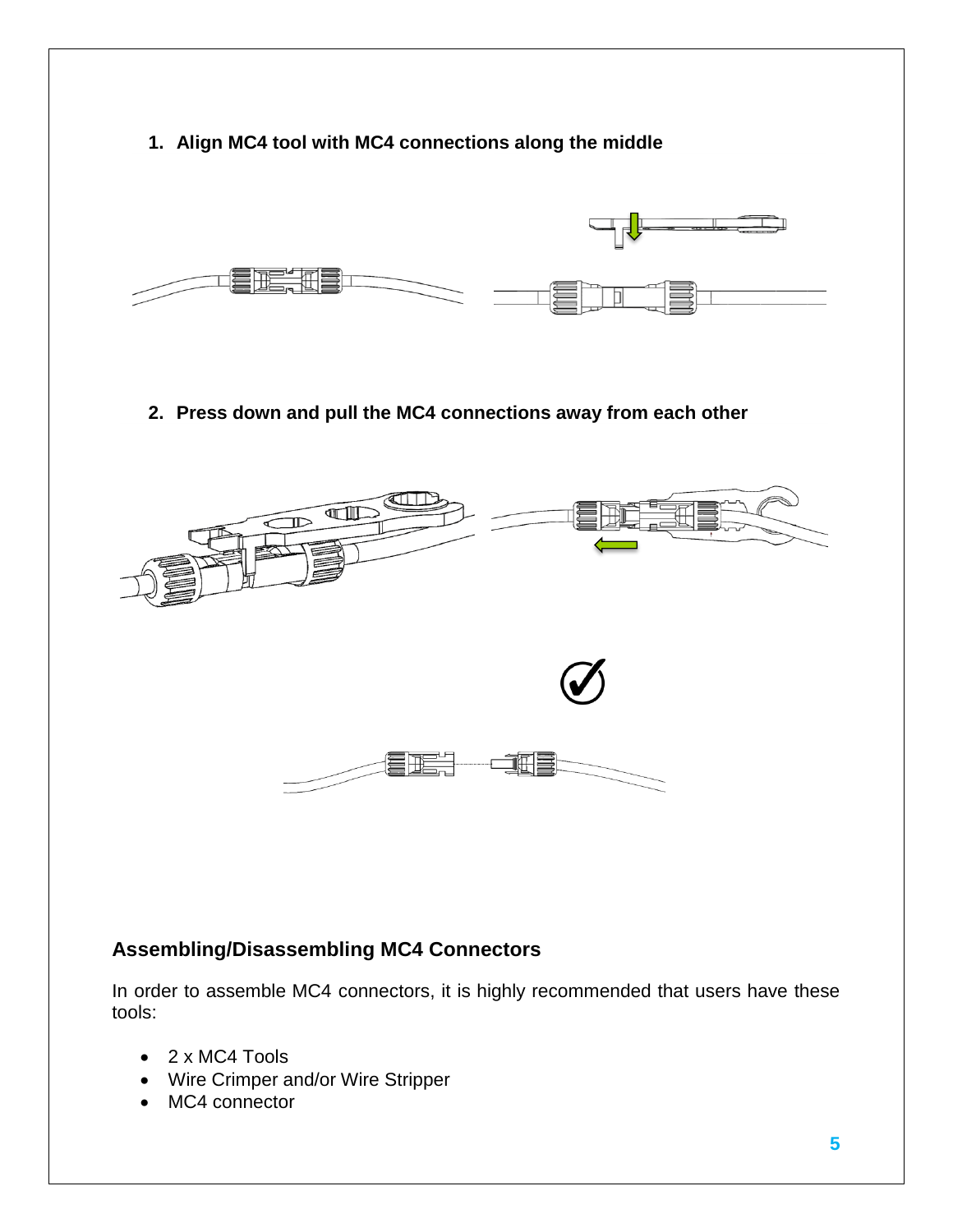1. **Align MC4 tool with MC4 connections along the middle**

2. **Press down and pull the MC4 connections away from each other**

## Assembling/Disassembling MC4 Connectors

In order to assemble MC4 connectors, it is highly recommended that users have these tools:

- 2 x MC4 Tools
- Wire Crimper and/or Wire Stripper
- MC4 connector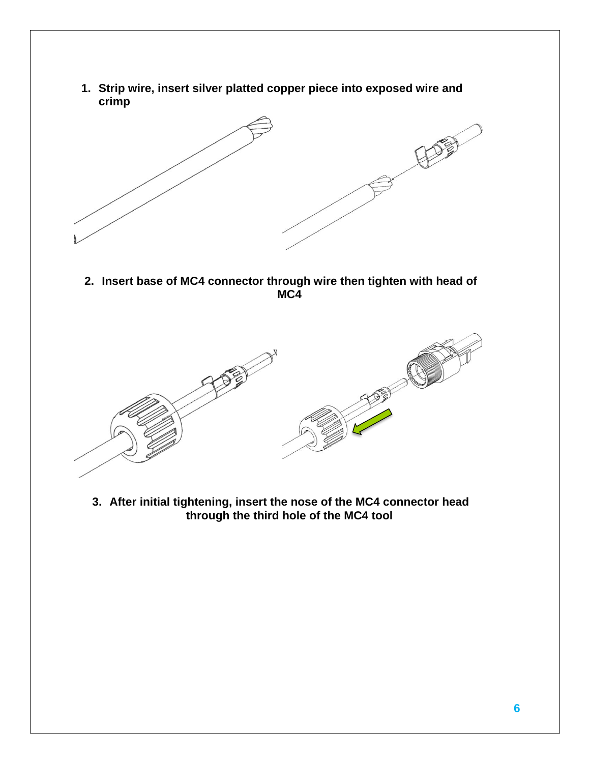1. **Strip wire, insert silver platted copper piece into exposed wire and crimp**

2. **Insert base of MC4 connector through wire then tighten with head of MC4**

3. **After initial tightening, insert the nose of the MC4 connector head through the third hole of the MC4 tool**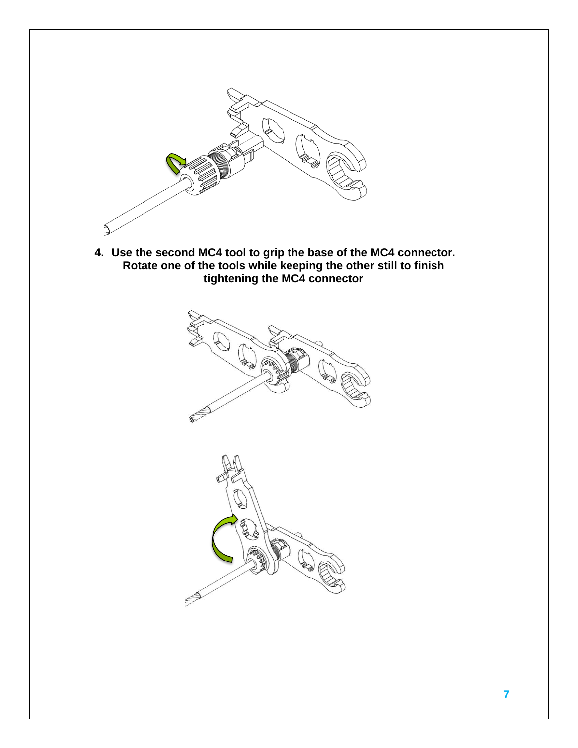4. **Use the second MC4 tool to grip the base of the MC4 connector. Rotate one of the tools while keeping the other still to finish tightening the MC4 connector**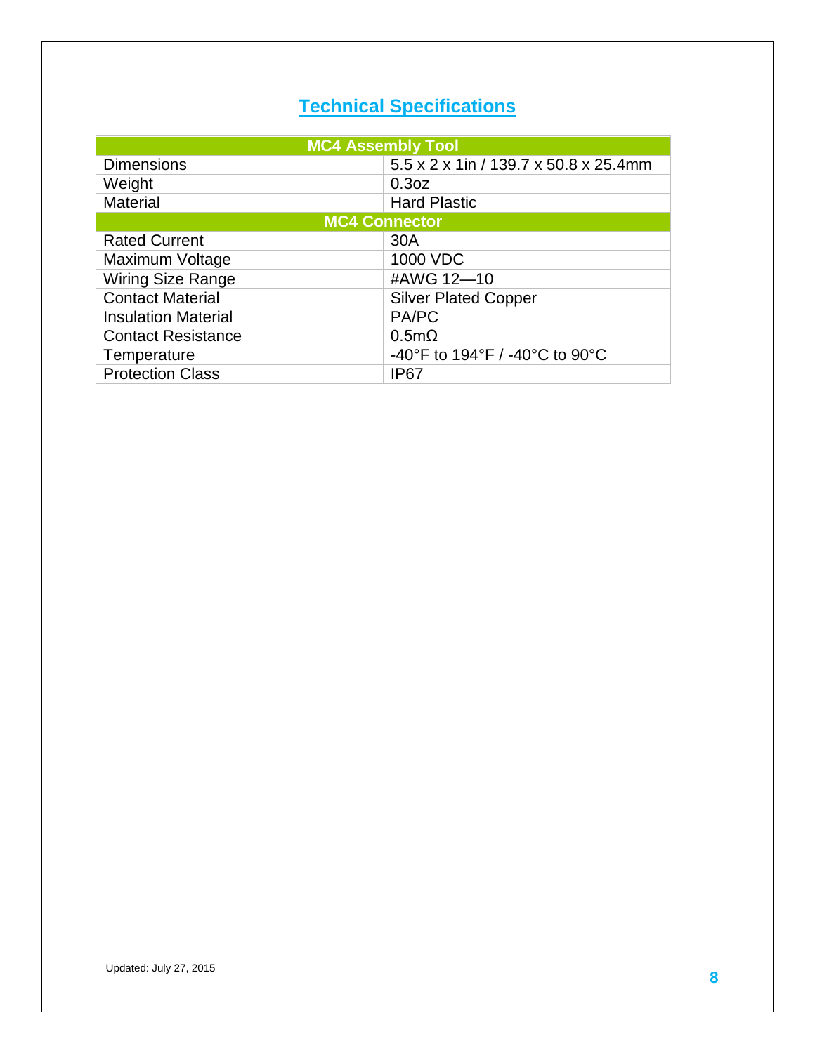## Technical Specifications

| MC4 Assembly Tool | |
|---|---|
| Dimensions | 5.5 x 2 x 1in / 139.7 x 50.8 x 25.4mm |
| Weight | 0.3oz |
| Material | Hard Plastic |
| **MC4 Connector** | |
| Rated Current | 30A |
| Maximum Voltage | 1000 VDC |
| Wiring Size Range | #AWG 12—10 |
| Contact Material | Silver Plated Copper |
| Insulation Material | PA/PC |
| Contact Resistance | 0.5mΩ |
| Temperature | -40°F to 194°F / -40°C to 90°C |
| Protection Class | IP67 |

Updated: July 27, 2015